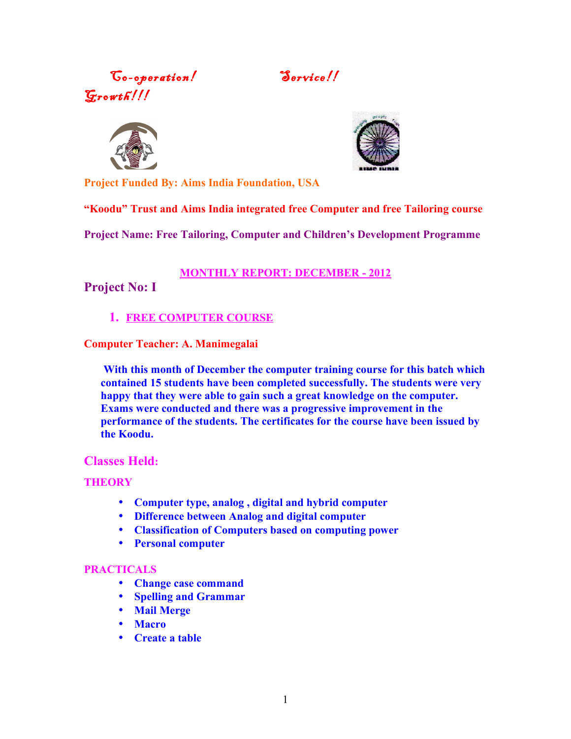*Co-operation!* *Service!!* *Growth!!!*

**Project Funded By: Aims India Foundation, USA**

**"Koodu" Trust and Aims India integrated free Computer and free Tailoring course**

**Project Name: Free Tailoring, Computer and Children's Development Programme**

**MONTHLY REPORT: DECEMBER - 2012**

## Project No: I

### 1. FREE COMPUTER COURSE

**Computer Teacher: A. Manimegalai**

**With this month of December the computer training course for this batch which contained 15 students have been completed successfully. The students were very happy that they were able to gain such a great knowledge on the computer. Exams were conducted and there was a progressive improvement in the performance of the students. The certificates for the course have been issued by the Koodu.**

## Classes Held:

### THEORY

- **Computer type, analog , digital and hybrid computer**
- **Difference between Analog and digital computer**
- **Classification of Computers based on computing power**
- **Personal computer**

### PRACTICALS

- **Change case command**
- **Spelling and Grammar**
- **Mail Merge**
- **Macro**
- **Create a table**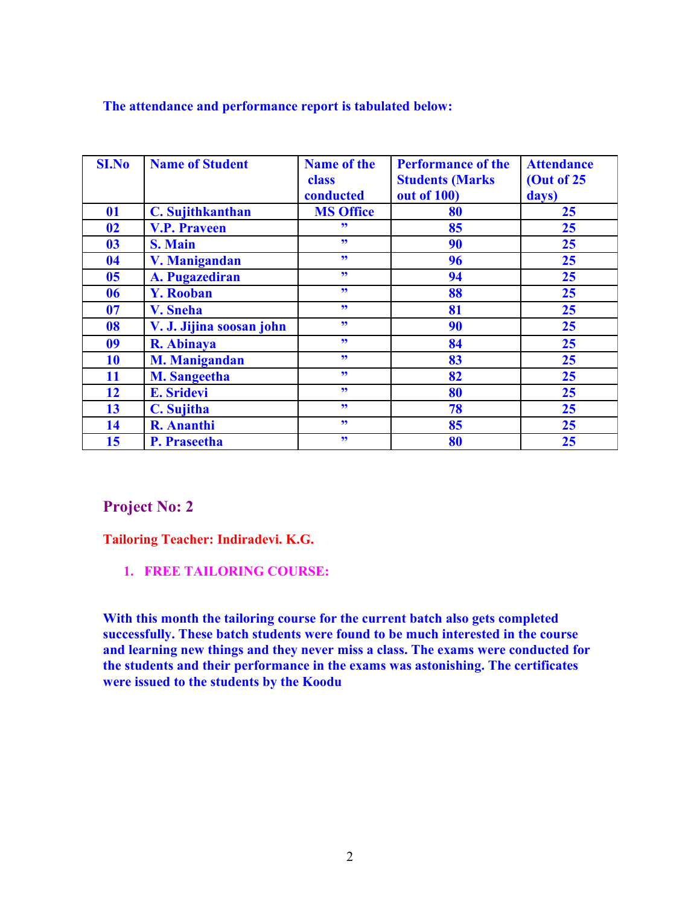**The attendance and performance report is tabulated below:**

| SI.No | Name of Student | Name of the class conducted | Performance of the Students (Marks out of 100) | Attendance (Out of 25 days) |
|---|---|---|---|---|
| 01 | C. Sujithkanthan | MS Office | 80 | 25 |
| 02 | V.P. Praveen | ” | 85 | 25 |
| 03 | S. Main | ” | 90 | 25 |
| 04 | V. Manigandan | ” | 96 | 25 |
| 05 | A. Pugazediran | ” | 94 | 25 |
| 06 | Y. Rooban | ” | 88 | 25 |
| 07 | V. Sneha | ” | 81 | 25 |
| 08 | V. J. Jijina soosan john | ” | 90 | 25 |
| 09 | R. Abinaya | ” | 84 | 25 |
| 10 | M. Manigandan | ” | 83 | 25 |
| 11 | M. Sangeetha | ” | 82 | 25 |
| 12 | E. Sridevi | ” | 80 | 25 |
| 13 | C. Sujitha | ” | 78 | 25 |
| 14 | R. Ananthi | ” | 85 | 25 |
| 15 | P. Praseetha | ” | 80 | 25 |

## Project No: 2

**Tailoring Teacher: Indiradevi. K.G.**

1. **FREE TAILORING COURSE:**

**With this month the tailoring course for the current batch also gets completed successfully. These batch students were found to be much interested in the course and learning new things and they never miss a class. The exams were conducted for the students and their performance in the exams was astonishing. The certificates were issued to the students by the Koodu**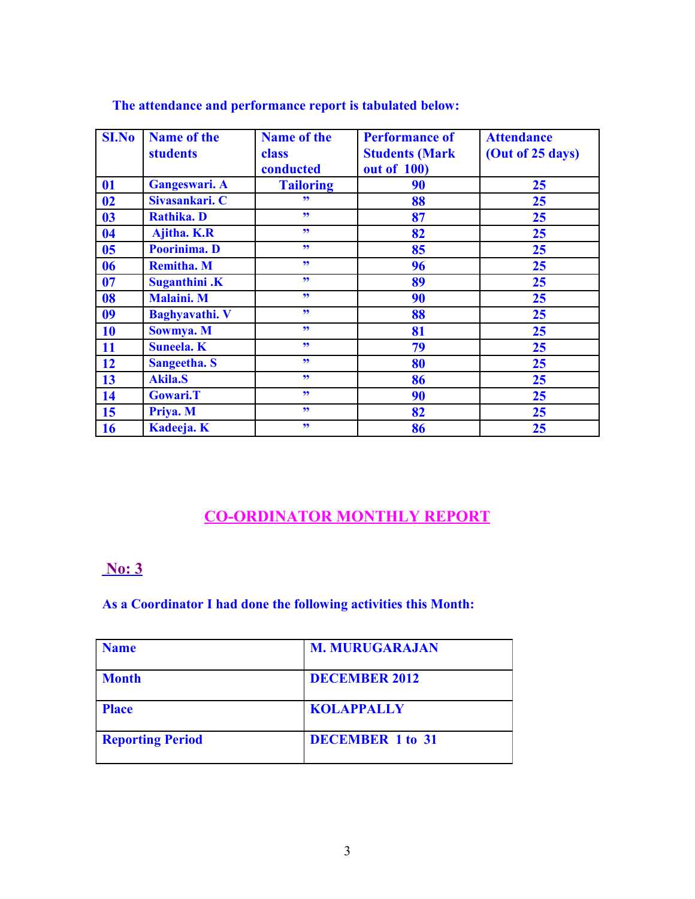The attendance and performance report is tabulated below:

| SI.No | Name of the students | Name of the class conducted | Performance of Students (Mark out of 100) | Attendance (Out of 25 days) |
|---|---|---|---|---|
| 01 | Gangeswari. A | Tailoring | 90 | 25 |
| 02 | Sivasankari. C | ” | 88 | 25 |
| 03 | Rathika. D | ” | 87 | 25 |
| 04 | Ajitha. K.R | ” | 82 | 25 |
| 05 | Poorinima. D | ” | 85 | 25 |
| 06 | Remitha. M | ” | 96 | 25 |
| 07 | Suganthini .K | ” | 89 | 25 |
| 08 | Malaini. M | ” | 90 | 25 |
| 09 | Baghyavathi. V | ” | 88 | 25 |
| 10 | Sowmya. M | ” | 81 | 25 |
| 11 | Suneela. K | ” | 79 | 25 |
| 12 | Sangeetha. S | ” | 80 | 25 |
| 13 | Akila.S | ” | 86 | 25 |
| 14 | Gowari.T | ” | 90 | 25 |
| 15 | Priya. M | ” | 82 | 25 |
| 16 | Kadeeja. K | ” | 86 | 25 |

## CO-ORDINATOR MONTHLY REPORT

**No: 3**

As a Coordinator I had done the following activities this Month:

| Name | M. MURUGARAJAN |
|---|---|
| Month | DECEMBER 2012 |
| Place | KOLAPPALLY |
| Reporting Period | DECEMBER 1 to 31 |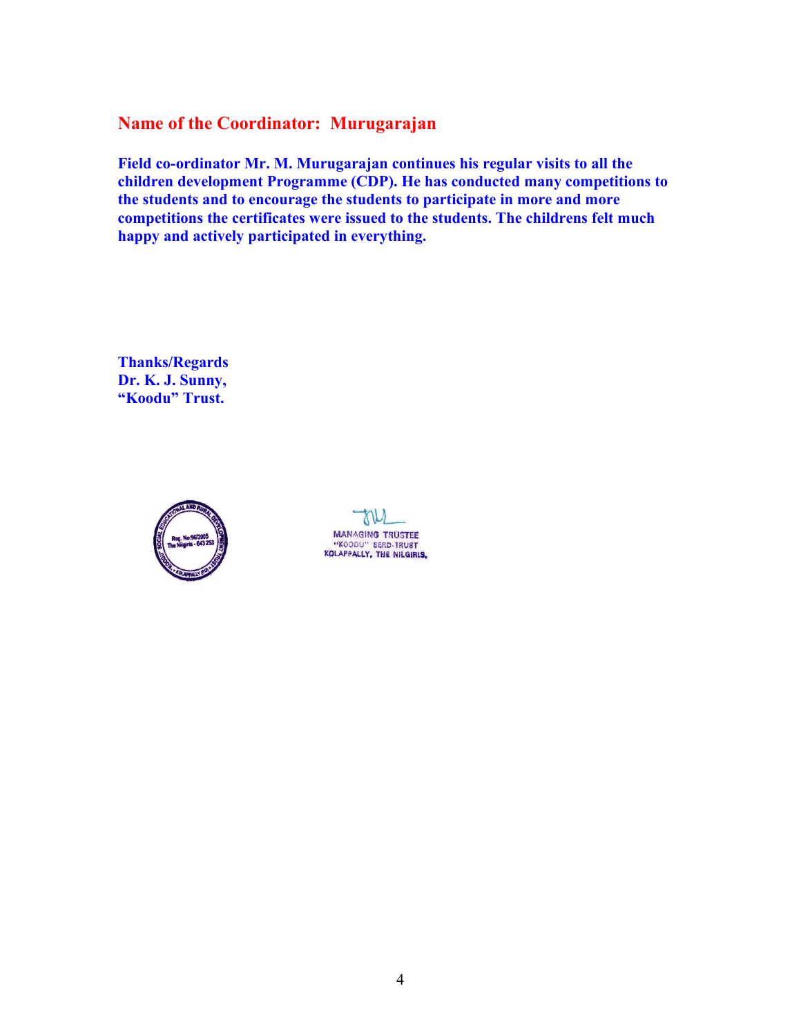## Name of the Coordinator: Murugarajan

**Field co-ordinator Mr. M. Murugarajan continues his regular visits to all the children development Programme (CDP). He has conducted many competitions to the students and to encourage the students to participate in more and more competitions the certificates were issued to the students. The childrens felt much happy and actively participated in everything.**

**Thanks/Regards**
**Dr. K. J. Sunny,**
**"Koodu" Trust.**

MANAGING TRUSTEE
"KOODU" SERD-TRUST
KOLAPPALLY, THE NILGIRIS.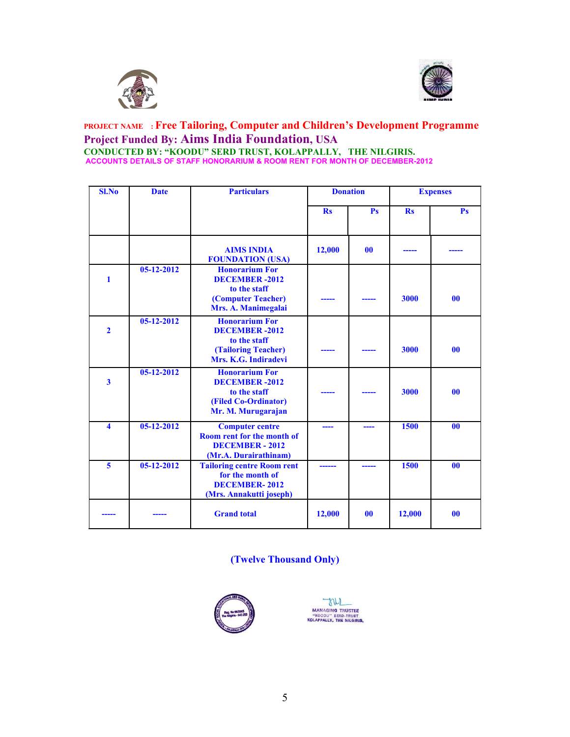**PROJECT NAME : Free Tailoring, Computer and Children's Development Programme**

**Project Funded By: Aims India Foundation, USA**

**CONDUCTED BY: "KOODU" SERD TRUST, KOLAPPALLY, THE NILGIRIS.**

**ACCOUNTS DETAILS OF STAFF HONORARIUM & ROOM RENT FOR MONTH OF DECEMBER-2012**

| Sl.No | Date | Particulars | Donation | | Expenses | |
|---|---|---|---|---|---|---|
| | | | Rs | Ps | Rs | Ps |
| | | AIMS INDIA FOUNDATION (USA) | 12,000 | 00 | ----- | ----- |
| 1 | 05-12-2012 | Honorarium For DECEMBER -2012 to the staff (Computer Teacher) Mrs. A. Manimegalai | ----- | ----- | 3000 | 00 |
| 2 | 05-12-2012 | Honorarium For DECEMBER -2012 to the staff (Tailoring Teacher) Mrs. K.G. Indiradevi | ----- | ----- | 3000 | 00 |
| 3 | 05-12-2012 | Honorarium For DECEMBER -2012 to the staff (Filed Co-Ordinator) Mr. M. Murugarajan | ----- | ----- | 3000 | 00 |
| 4 | 05-12-2012 | Computer centre Room rent for the month of DECEMBER - 2012 (Mr.A. Durairathinam) | ---- | ---- | 1500 | 00 |
| 5 | 05-12-2012 | Tailoring centre Room rent for the month of DECEMBER- 2012 (Mrs. Annakutti joseph) | ------ | ----- | 1500 | 00 |
| ----- | ----- | Grand total | 12,000 | 00 | 12,000 | 00 |

**(Twelve Thousand Only)**

MANAGING TRUSTEE
"KOODU" SERD-TRUST
KOLAPPALLY, THE NILGIRIS.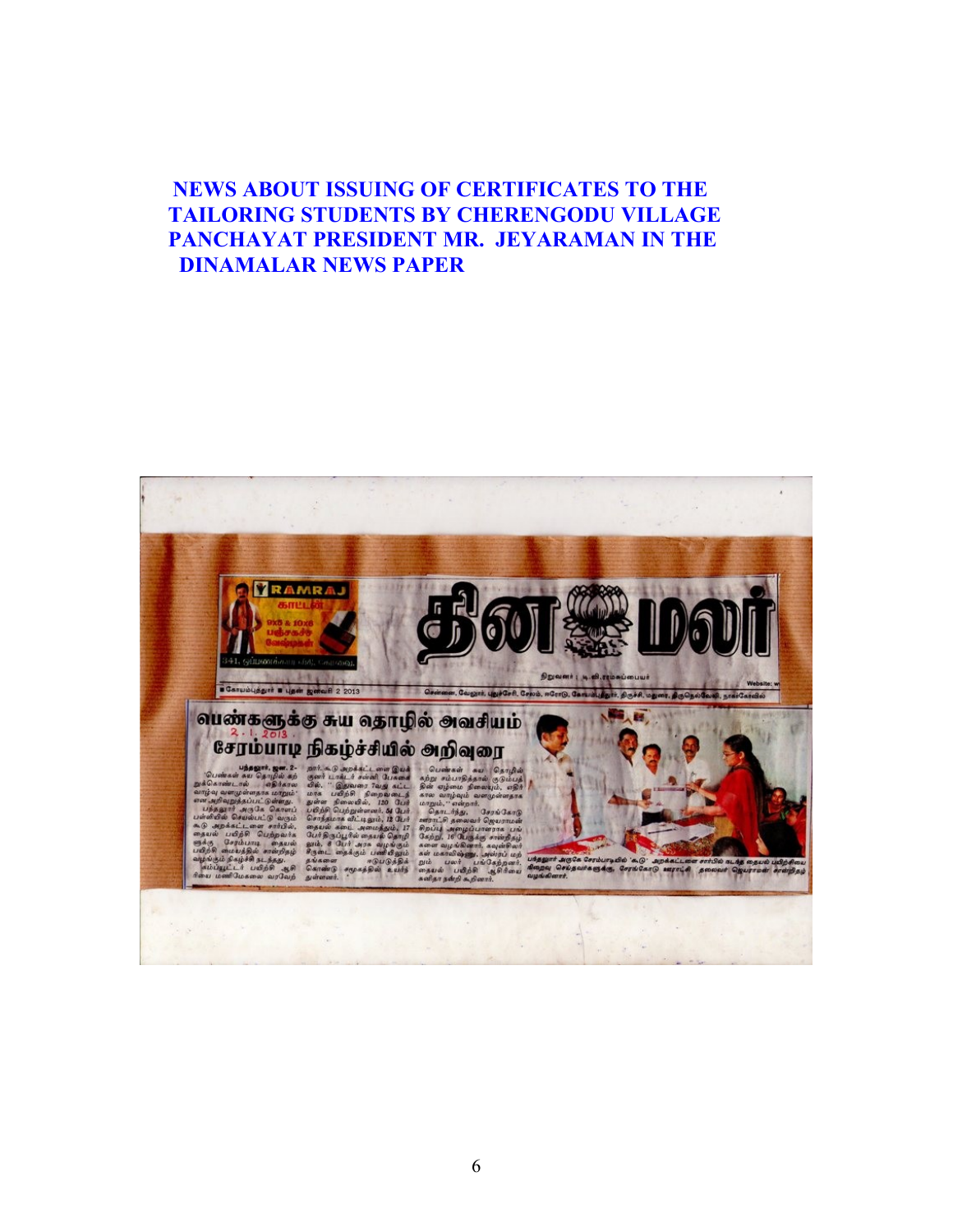# NEWS ABOUT ISSUING OF CERTIFICATES TO THE TAILORING STUDENTS BY CHERENGODU VILLAGE PANCHAYAT PRESIDENT MR. JEYARAMAN IN THE DINAMALAR NEWS PAPER

தினமலர்

கோயம்புத்தூர் ■ புதன் ஜனவரி 2 2013

## பெண்களுக்கு சுய தொழில் அவசியம்

2.1.2013

## சேரம்பாடி நிகழ்ச்சியில் அறிவுரை